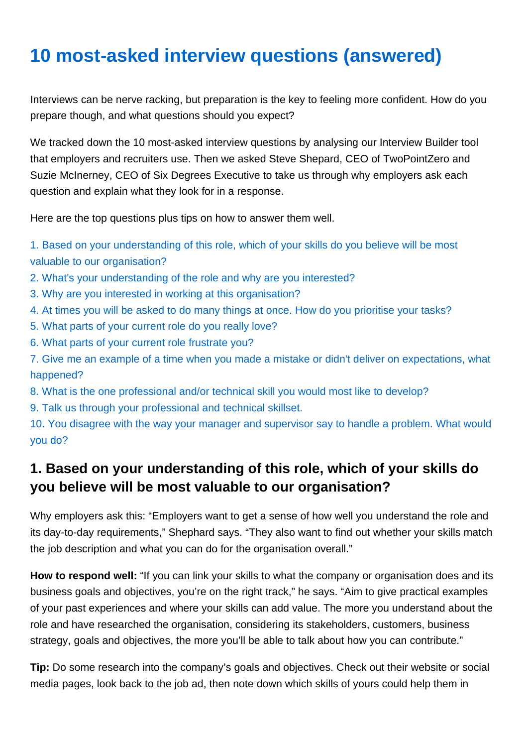# 10 most-asked interview questions (answered)

Interviews can be nerve racking, but preparation is the key to feeling more confident. How do you prepare though, and what questions should you expect?

We tracked down the 10 most-asked interview questions by analysing our Interview Builder tool that employers and recruiters use. Then we asked Steve Shepard, CEO of TwoPointZero and Suzie McInerney, CEO of Six Degrees Executive to take us through why employers ask each question and explain what they look for in a response.

Here are the top questions plus tips on how to answer them well.

1. Based on your understanding of this role, which of your skills do you believe will be most valuable to our organisation?
2. What's your understanding of the role and why are you interested?
3. Why are you interested in working at this organisation?
4. At times you will be asked to do many things at once. How do you prioritise your tasks?
5. What parts of your current role do you really love?
6. What parts of your current role frustrate you?
7. Give me an example of a time when you made a mistake or didn't deliver on expectations, what happened?
8. What is the one professional and/or technical skill you would most like to develop?
9. Talk us through your professional and technical skillset.
10. You disagree with the way your manager and supervisor say to handle a problem. What would you do?

## 1. Based on your understanding of this role, which of your skills do you believe will be most valuable to our organisation?

Why employers ask this: “Employers want to get a sense of how well you understand the role and its day-to-day requirements,” Shephard says. “They also want to find out whether your skills match the job description and what you can do for the organisation overall.”

**How to respond well:** “If you can link your skills to what the company or organisation does and its business goals and objectives, you’re on the right track,” he says. “Aim to give practical examples of your past experiences and where your skills can add value. The more you understand about the role and have researched the organisation, considering its stakeholders, customers, business strategy, goals and objectives, the more you’ll be able to talk about how you can contribute.”

**Tip:** Do some research into the company’s goals and objectives. Check out their website or social media pages, look back to the job ad, then note down which skills of yours could help them in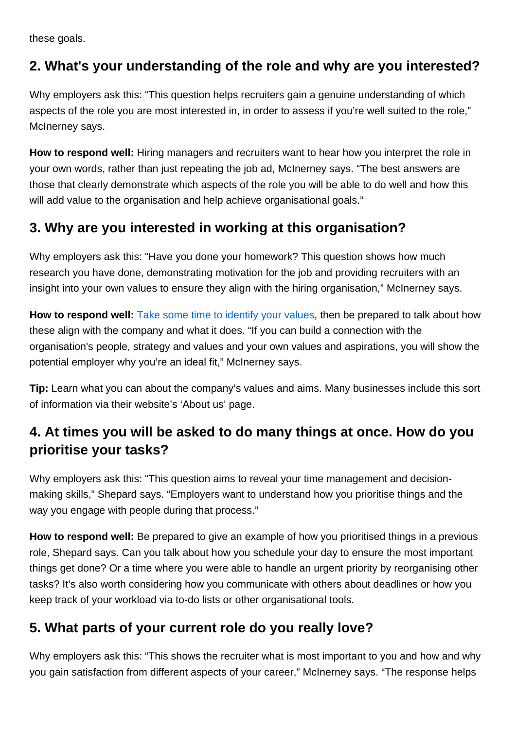these goals.

## 2. What's your understanding of the role and why are you interested?

Why employers ask this: “This question helps recruiters gain a genuine understanding of which aspects of the role you are most interested in, in order to assess if you’re well suited to the role,” McInerney says.

**How to respond well:** Hiring managers and recruiters want to hear how you interpret the role in your own words, rather than just repeating the job ad, McInerney says. “The best answers are those that clearly demonstrate which aspects of the role you will be able to do well and how this will add value to the organisation and help achieve organisational goals.”

## 3. Why are you interested in working at this organisation?

Why employers ask this: “Have you done your homework? This question shows how much research you have done, demonstrating motivation for the job and providing recruiters with an insight into your own values to ensure they align with the hiring organisation,” McInerney says.

**How to respond well:** Take some time to identify your values, then be prepared to talk about how these align with the company and what it does. “If you can build a connection with the organisation's people, strategy and values and your own values and aspirations, you will show the potential employer why you’re an ideal fit,” McInerney says.

**Tip:** Learn what you can about the company’s values and aims. Many businesses include this sort of information via their website’s ‘About us’ page.

## 4. At times you will be asked to do many things at once. How do you prioritise your tasks?

Why employers ask this: “This question aims to reveal your time management and decision-making skills,” Shepard says. “Employers want to understand how you prioritise things and the way you engage with people during that process.”

**How to respond well:** Be prepared to give an example of how you prioritised things in a previous role, Shepard says. Can you talk about how you schedule your day to ensure the most important things get done? Or a time where you were able to handle an urgent priority by reorganising other tasks? It’s also worth considering how you communicate with others about deadlines or how you keep track of your workload via to-do lists or other organisational tools.

## 5. What parts of your current role do you really love?

Why employers ask this: “This shows the recruiter what is most important to you and how and why you gain satisfaction from different aspects of your career,” McInerney says. “The response helps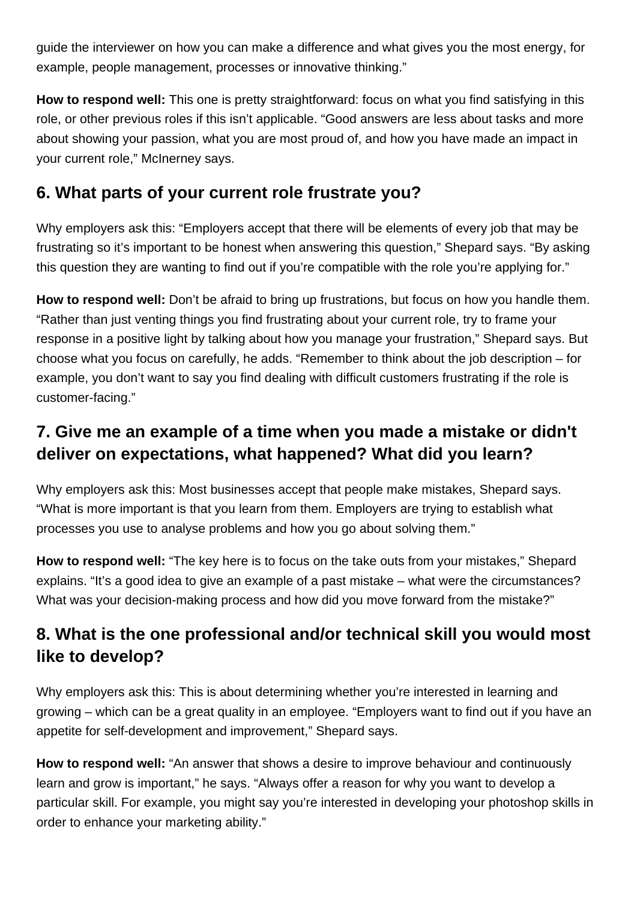guide the interviewer on how you can make a difference and what gives you the most energy, for example, people management, processes or innovative thinking."

**How to respond well:** This one is pretty straightforward: focus on what you find satisfying in this role, or other previous roles if this isn't applicable. "Good answers are less about tasks and more about showing your passion, what you are most proud of, and how you have made an impact in your current role," McInerney says.

## 6. What parts of your current role frustrate you?

Why employers ask this: "Employers accept that there will be elements of every job that may be frustrating so it's important to be honest when answering this question," Shepard says. "By asking this question they are wanting to find out if you're compatible with the role you're applying for."

**How to respond well:** Don't be afraid to bring up frustrations, but focus on how you handle them. "Rather than just venting things you find frustrating about your current role, try to frame your response in a positive light by talking about how you manage your frustration," Shepard says. But choose what you focus on carefully, he adds. "Remember to think about the job description – for example, you don't want to say you find dealing with difficult customers frustrating if the role is customer-facing."

## 7. Give me an example of a time when you made a mistake or didn't deliver on expectations, what happened? What did you learn?

Why employers ask this: Most businesses accept that people make mistakes, Shepard says. "What is more important is that you learn from them. Employers are trying to establish what processes you use to analyse problems and how you go about solving them."

**How to respond well:** "The key here is to focus on the take outs from your mistakes," Shepard explains. "It's a good idea to give an example of a past mistake – what were the circumstances? What was your decision-making process and how did you move forward from the mistake?"

## 8. What is the one professional and/or technical skill you would most like to develop?

Why employers ask this: This is about determining whether you're interested in learning and growing – which can be a great quality in an employee. "Employers want to find out if you have an appetite for self-development and improvement," Shepard says.

**How to respond well:** "An answer that shows a desire to improve behaviour and continuously learn and grow is important," he says. "Always offer a reason for why you want to develop a particular skill. For example, you might say you're interested in developing your photoshop skills in order to enhance your marketing ability."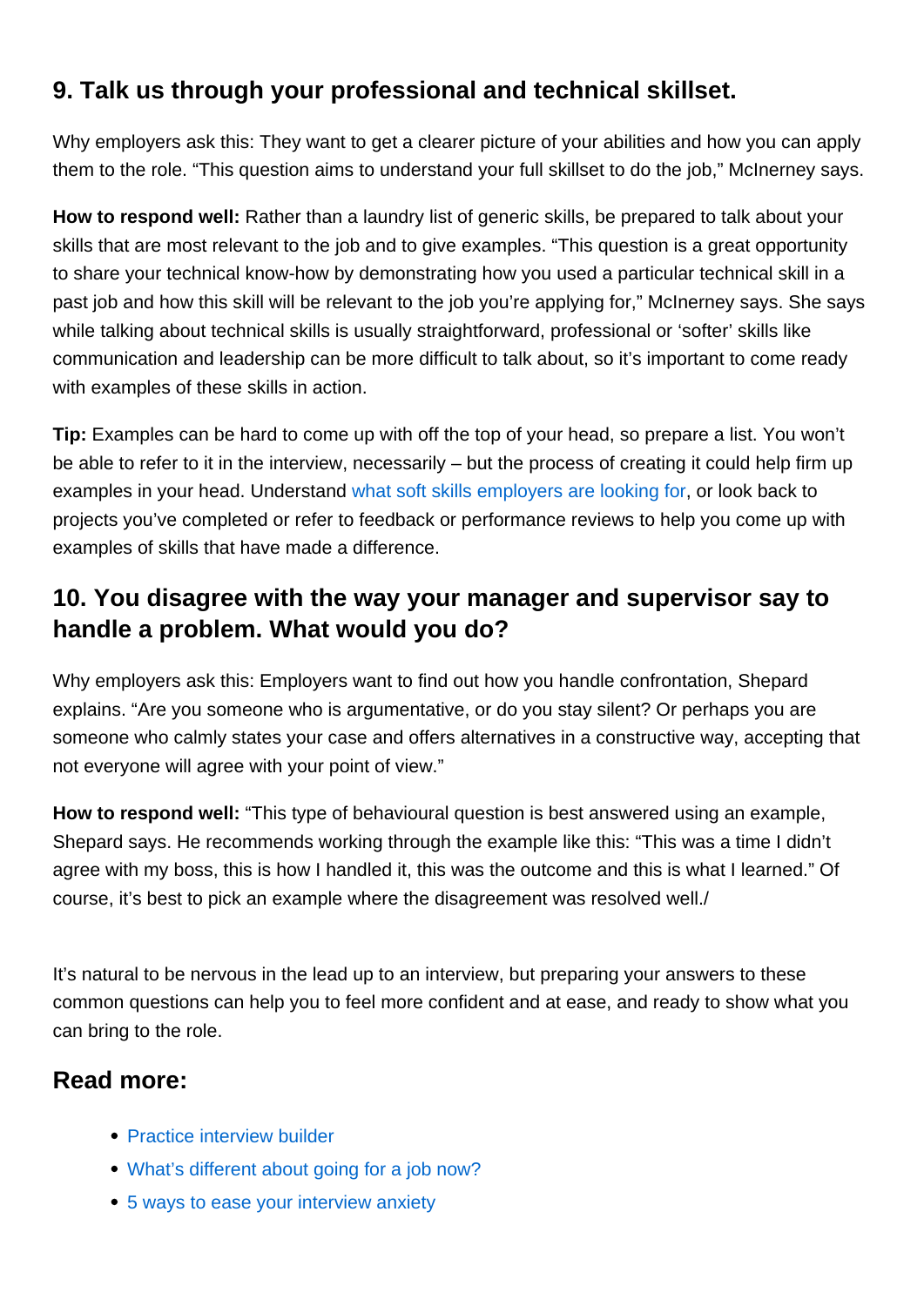## 9. Talk us through your professional and technical skillset.

Why employers ask this: They want to get a clearer picture of your abilities and how you can apply them to the role. "This question aims to understand your full skillset to do the job," McInerney says.

**How to respond well:** Rather than a laundry list of generic skills, be prepared to talk about your skills that are most relevant to the job and to give examples. "This question is a great opportunity to share your technical know-how by demonstrating how you used a particular technical skill in a past job and how this skill will be relevant to the job you're applying for," McInerney says. She says while talking about technical skills is usually straightforward, professional or 'softer' skills like communication and leadership can be more difficult to talk about, so it's important to come ready with examples of these skills in action.

**Tip:** Examples can be hard to come up with off the top of your head, so prepare a list. You won't be able to refer to it in the interview, necessarily – but the process of creating it could help firm up examples in your head. Understand what soft skills employers are looking for, or look back to projects you've completed or refer to feedback or performance reviews to help you come up with examples of skills that have made a difference.

## 10. You disagree with the way your manager and supervisor say to handle a problem. What would you do?

Why employers ask this: Employers want to find out how you handle confrontation, Shepard explains. "Are you someone who is argumentative, or do you stay silent? Or perhaps you are someone who calmly states your case and offers alternatives in a constructive way, accepting that not everyone will agree with your point of view."

**How to respond well:** "This type of behavioural question is best answered using an example, Shepard says. He recommends working through the example like this: "This was a time I didn't agree with my boss, this is how I handled it, this was the outcome and this is what I learned." Of course, it's best to pick an example where the disagreement was resolved well./

It's natural to be nervous in the lead up to an interview, but preparing your answers to these common questions can help you to feel more confident and at ease, and ready to show what you can bring to the role.

## Read more:

- Practice interview builder
- What's different about going for a job now?
- 5 ways to ease your interview anxiety